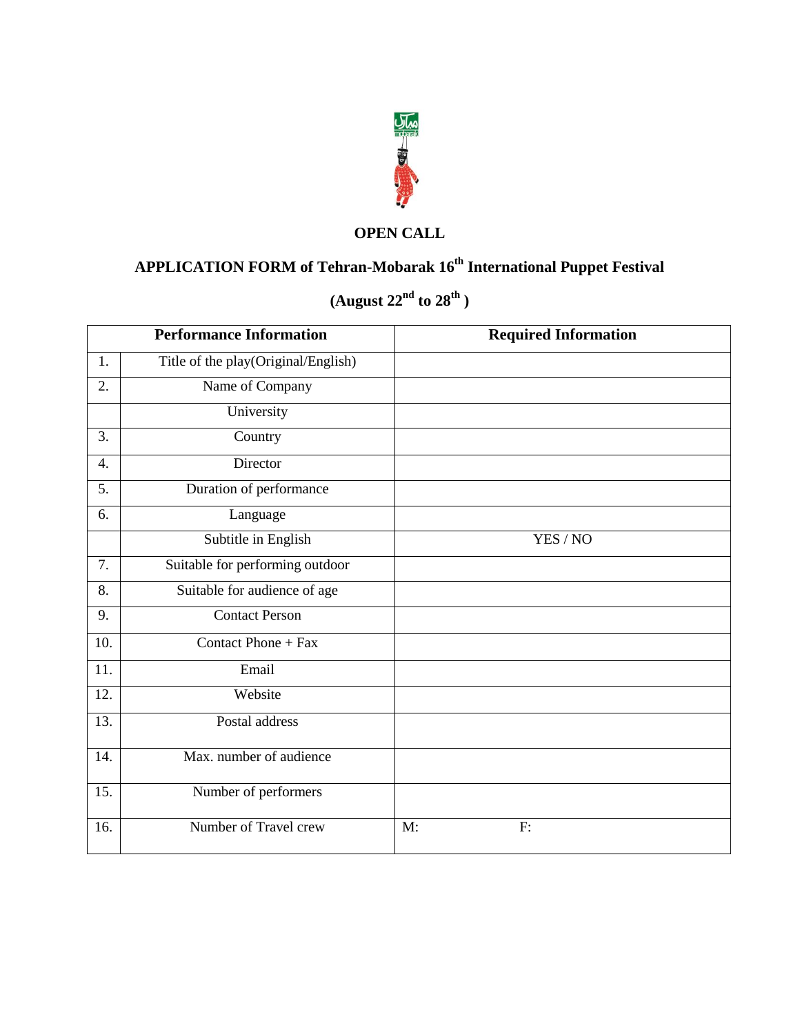**OPEN CALL**

**APPLICATION FORM of Tehran-Mobarak 16th International Puppet Festival**

**(August 22nd to 28th )**

| | Performance Information | Required Information |
|---|---|---|
| 1. | Title of the play(Original/English) | |
| 2. | Name of Company | |
| | University | |
| 3. | Country | |
| 4. | Director | |
| 5. | Duration of performance | |
| 6. | Language | |
| | Subtitle in English | YES / NO |
| 7. | Suitable for performing outdoor | |
| 8. | Suitable for audience of age | |
| 9. | Contact Person | |
| 10. | Contact Phone + Fax | |
| 11. | Email | |
| 12. | Website | |
| 13. | Postal address | |
| 14. | Max. number of audience | |
| 15. | Number of performers | |
| 16. | Number of Travel crew | M: F: |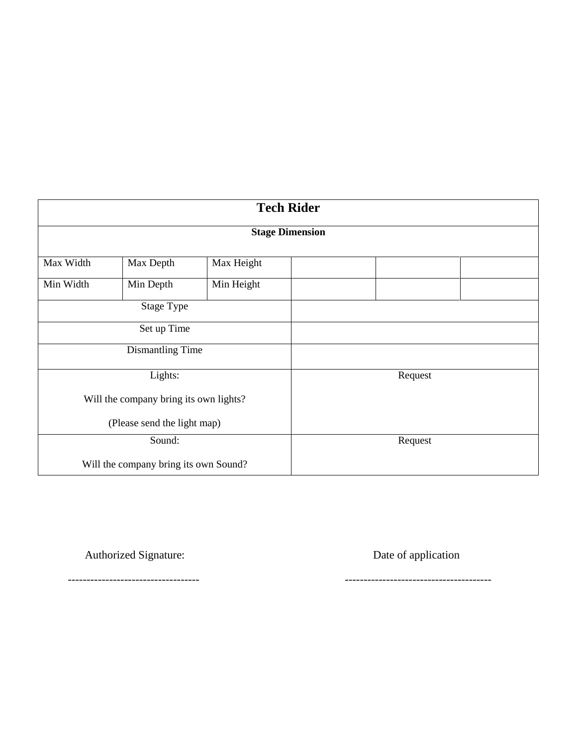| **Tech Rider** | | | | | |
|---|---|---|---|---|---|
| **Stage Dimension** | | | | | |
| Max Width | Max Depth | Max Height | | | |
| Min Width | Min Depth | Min Height | | | |
| Stage Type | | | | | |
| Set up Time | | | | | |
| Dismantling Time | | | | | |
| Lights:<br>Will the company bring its own lights?<br>(Please send the light map) | | | Request | | |
| Sound:<br>Will the company bring its own Sound? | | | Request | | |

Authorized Signature: ----------------------------------

Date of application --------------------------------------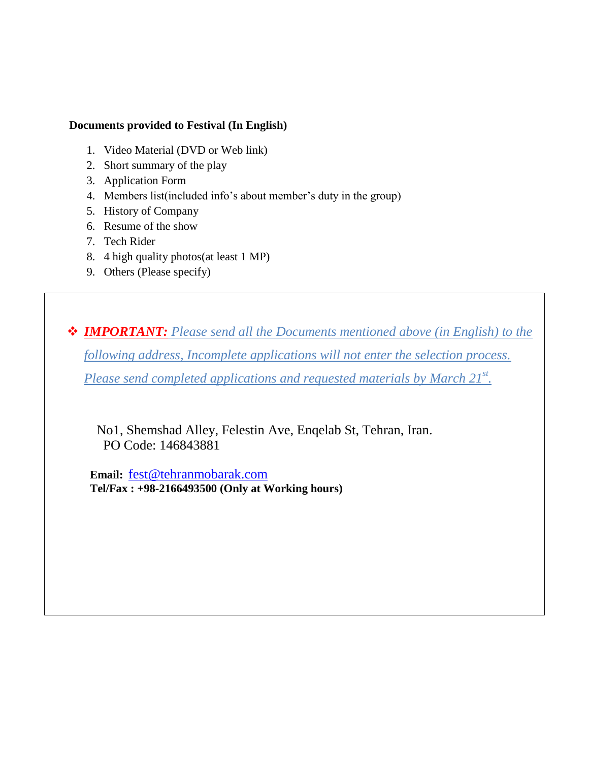**Documents provided to Festival (In English)**

1. Video Material (DVD or Web link)
2. Short summary of the play
3. Application Form
4. Members list(included info's about member's duty in the group)
5. History of Company
6. Resume of the show
7. Tech Rider
8. 4 high quality photos(at least 1 MP)
9. Others (Please specify)

❖ ***IMPORTANT:*** *Please send all the Documents mentioned above (in English) to the following address, Incomplete applications will not enter the selection process. Please send completed applications and requested materials by March 21st.*

No1, Shemshad Alley, Felestin Ave, Enqelab St, Tehran, Iran.
PO Code: 146843881

**Email:** fest@tehranmobarak.com
**Tel/Fax : +98-2166493500 (Only at Working hours)**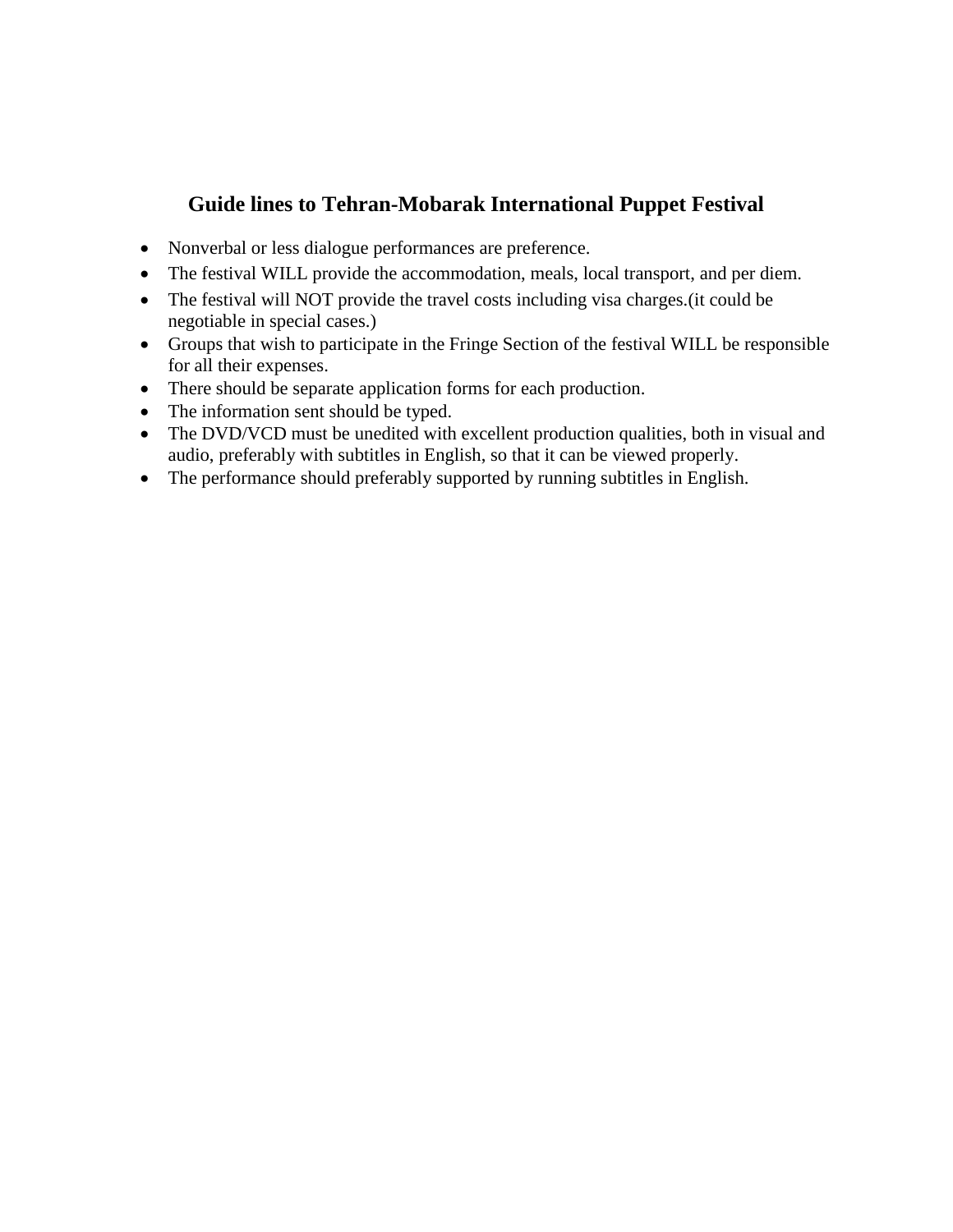## Guide lines to Tehran-Mobarak International Puppet Festival

- Nonverbal or less dialogue performances are preference.
- The festival WILL provide the accommodation, meals, local transport, and per diem.
- The festival will NOT provide the travel costs including visa charges.(it could be negotiable in special cases.)
- Groups that wish to participate in the Fringe Section of the festival WILL be responsible for all their expenses.
- There should be separate application forms for each production.
- The information sent should be typed.
- The DVD/VCD must be unedited with excellent production qualities, both in visual and audio, preferably with subtitles in English, so that it can be viewed properly.
- The performance should preferably supported by running subtitles in English.